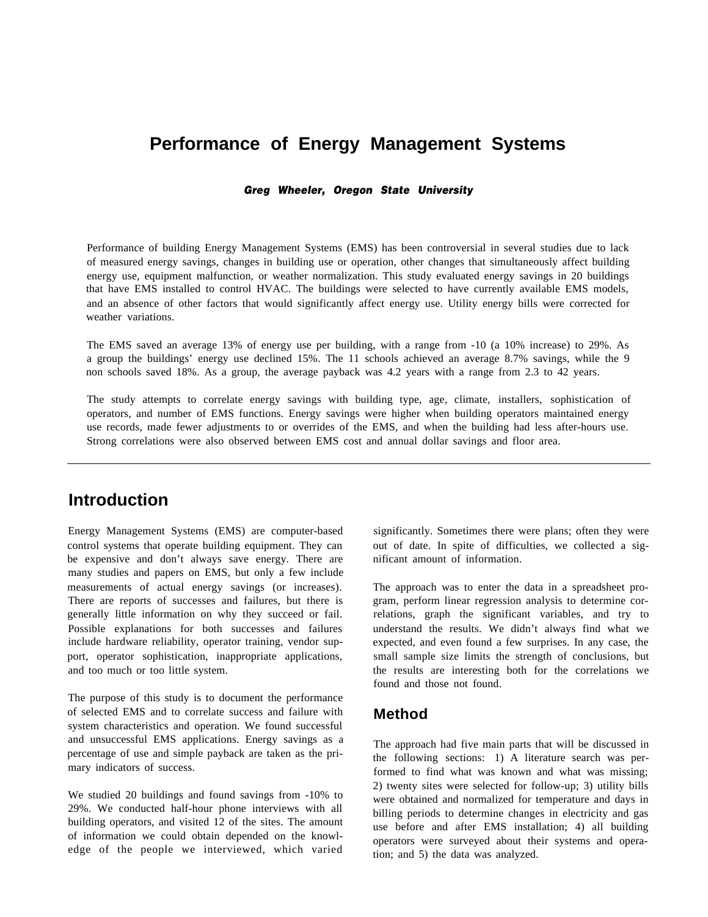# Performance of Energy Management Systems

***Greg Wheeler, Oregon State University***

Performance of building Energy Management Systems (EMS) has been controversial in several studies due to lack of measured energy savings, changes in building use or operation, other changes that simultaneously affect building energy use, equipment malfunction, or weather normalization. This study evaluated energy savings in 20 buildings that have EMS installed to control HVAC. The buildings were selected to have currently available EMS models, and an absence of other factors that would significantly affect energy use. Utility energy bills were corrected for weather variations.

The EMS saved an average 13% of energy use per building, with a range from -10 (a 10% increase) to 29%. As a group the buildings' energy use declined 15%. The 11 schools achieved an average 8.7% savings, while the 9 non schools saved 18%. As a group, the average payback was 4.2 years with a range from 2.3 to 42 years.

The study attempts to correlate energy savings with building type, age, climate, installers, sophistication of operators, and number of EMS functions. Energy savings were higher when building operators maintained energy use records, made fewer adjustments to or overrides of the EMS, and when the building had less after-hours use. Strong correlations were also observed between EMS cost and annual dollar savings and floor area.

---

## Introduction

Energy Management Systems (EMS) are computer-based control systems that operate building equipment. They can be expensive and don't always save energy. There are many studies and papers on EMS, but only a few include measurements of actual energy savings (or increases). There are reports of successes and failures, but there is generally little information on why they succeed or fail. Possible explanations for both successes and failures include hardware reliability, operator training, vendor support, operator sophistication, inappropriate applications, and too much or too little system.

The purpose of this study is to document the performance of selected EMS and to correlate success and failure with system characteristics and operation. We found successful and unsuccessful EMS applications. Energy savings as a percentage of use and simple payback are taken as the primary indicators of success.

We studied 20 buildings and found savings from -10% to 29%. We conducted half-hour phone interviews with all building operators, and visited 12 of the sites. The amount of information we could obtain depended on the knowledge of the people we interviewed, which varied significantly. Sometimes there were plans; often they were out of date. In spite of difficulties, we collected a significant amount of information.

The approach was to enter the data in a spreadsheet program, perform linear regression analysis to determine correlations, graph the significant variables, and try to understand the results. We didn't always find what we expected, and even found a few surprises. In any case, the small sample size limits the strength of conclusions, but the results are interesting both for the correlations we found and those not found.

## Method

The approach had five main parts that will be discussed in the following sections: 1) A literature search was performed to find what was known and what was missing; 2) twenty sites were selected for follow-up; 3) utility bills were obtained and normalized for temperature and days in billing periods to determine changes in electricity and gas use before and after EMS installation; 4) all building operators were surveyed about their systems and operation; and 5) the data was analyzed.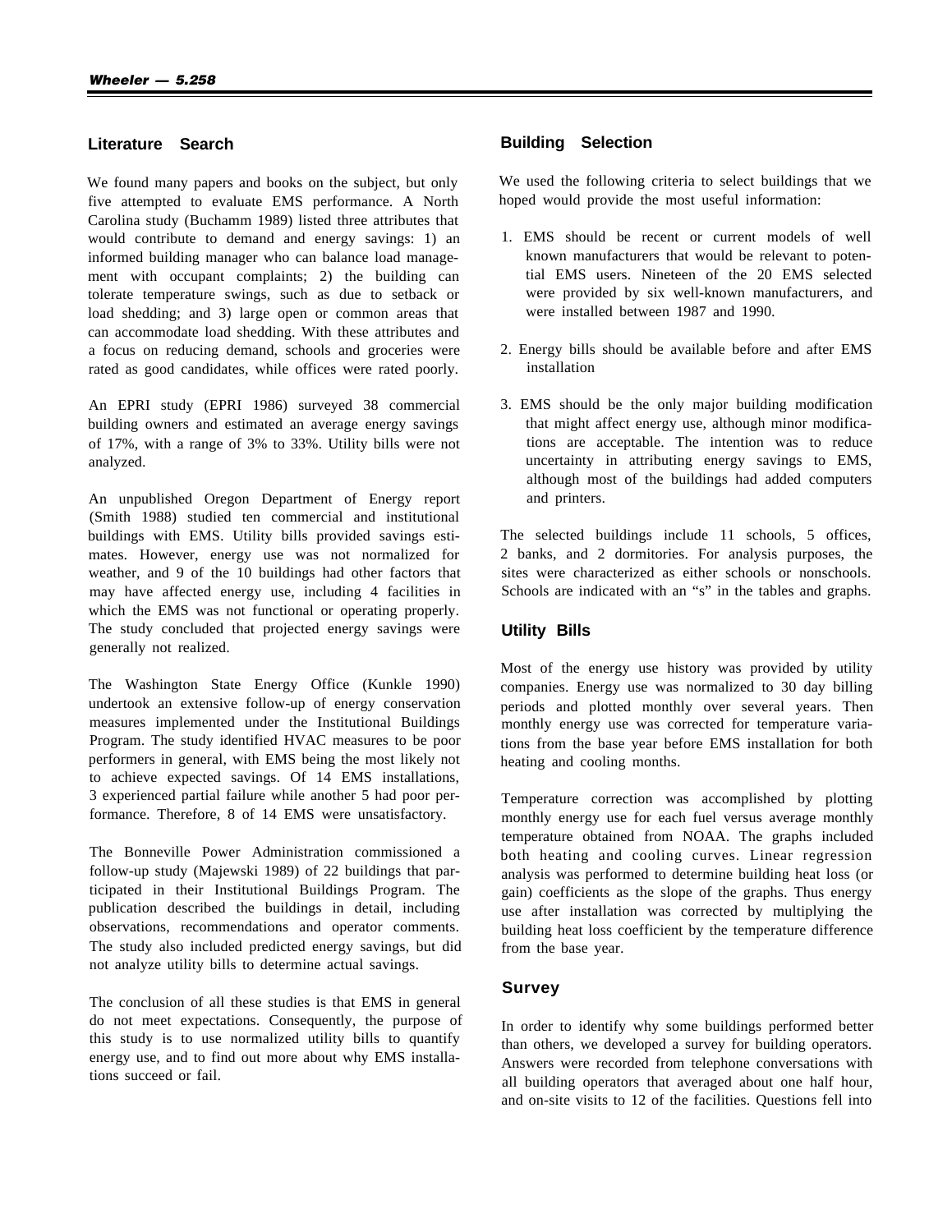## Literature Search

We found many papers and books on the subject, but only five attempted to evaluate EMS performance. A North Carolina study (Buchamm 1989) listed three attributes that would contribute to demand and energy savings: 1) an informed building manager who can balance load management with occupant complaints; 2) the building can tolerate temperature swings, such as due to setback or load shedding; and 3) large open or common areas that can accommodate load shedding. With these attributes and a focus on reducing demand, schools and groceries were rated as good candidates, while offices were rated poorly.

An EPRI study (EPRI 1986) surveyed 38 commercial building owners and estimated an average energy savings of 17%, with a range of 3% to 33%. Utility bills were not analyzed.

An unpublished Oregon Department of Energy report (Smith 1988) studied ten commercial and institutional buildings with EMS. Utility bills provided savings estimates. However, energy use was not normalized for weather, and 9 of the 10 buildings had other factors that may have affected energy use, including 4 facilities in which the EMS was not functional or operating properly. The study concluded that projected energy savings were generally not realized.

The Washington State Energy Office (Kunkle 1990) undertook an extensive follow-up of energy conservation measures implemented under the Institutional Buildings Program. The study identified HVAC measures to be poor performers in general, with EMS being the most likely not to achieve expected savings. Of 14 EMS installations, 3 experienced partial failure while another 5 had poor performance. Therefore, 8 of 14 EMS were unsatisfactory.

The Bonneville Power Administration commissioned a follow-up study (Majewski 1989) of 22 buildings that participated in their Institutional Buildings Program. The publication described the buildings in detail, including observations, recommendations and operator comments. The study also included predicted energy savings, but did not analyze utility bills to determine actual savings.

The conclusion of all these studies is that EMS in general do not meet expectations. Consequently, the purpose of this study is to use normalized utility bills to quantify energy use, and to find out more about why EMS installations succeed or fail.

## Building Selection

We used the following criteria to select buildings that we hoped would provide the most useful information:

1. EMS should be recent or current models of well known manufacturers that would be relevant to potential EMS users. Nineteen of the 20 EMS selected were provided by six well-known manufacturers, and were installed between 1987 and 1990.

2. Energy bills should be available before and after EMS installation

3. EMS should be the only major building modification that might affect energy use, although minor modifications are acceptable. The intention was to reduce uncertainty in attributing energy savings to EMS, although most of the buildings had added computers and printers.

The selected buildings include 11 schools, 5 offices, 2 banks, and 2 dormitories. For analysis purposes, the sites were characterized as either schools or nonschools. Schools are indicated with an "s" in the tables and graphs.

## Utility Bills

Most of the energy use history was provided by utility companies. Energy use was normalized to 30 day billing periods and plotted monthly over several years. Then monthly energy use was corrected for temperature variations from the base year before EMS installation for both heating and cooling months.

Temperature correction was accomplished by plotting monthly energy use for each fuel versus average monthly temperature obtained from NOAA. The graphs included both heating and cooling curves. Linear regression analysis was performed to determine building heat loss (or gain) coefficients as the slope of the graphs. Thus energy use after installation was corrected by multiplying the building heat loss coefficient by the temperature difference from the base year.

## Survey

In order to identify why some buildings performed better than others, we developed a survey for building operators. Answers were recorded from telephone conversations with all building operators that averaged about one half hour, and on-site visits to 12 of the facilities. Questions fell into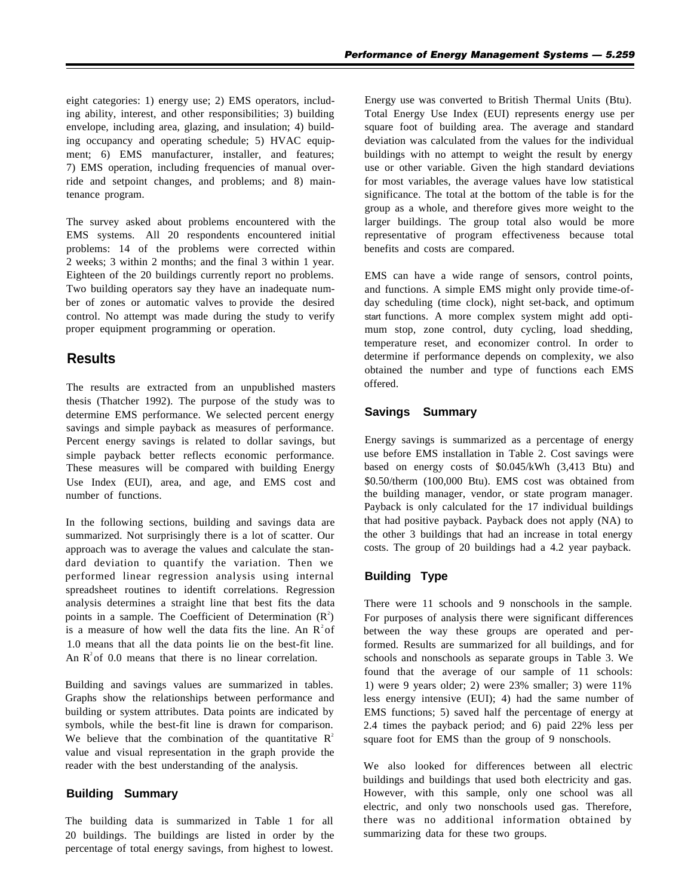eight categories: 1) energy use; 2) EMS operators, including ability, interest, and other responsibilities; 3) building envelope, including area, glazing, and insulation; 4) building occupancy and operating schedule; 5) HVAC equipment; 6) EMS manufacturer, installer, and features; 7) EMS operation, including frequencies of manual override and setpoint changes, and problems; and 8) maintenance program.

The survey asked about problems encountered with the EMS systems. All 20 respondents encountered initial problems: 14 of the problems were corrected within 2 weeks; 3 within 2 months; and the final 3 within 1 year. Eighteen of the 20 buildings currently report no problems. Two building operators say they have an inadequate number of zones or automatic valves to provide the desired control. No attempt was made during the study to verify proper equipment programming or operation.

## Results

The results are extracted from an unpublished masters thesis (Thatcher 1992). The purpose of the study was to determine EMS performance. We selected percent energy savings and simple payback as measures of performance. Percent energy savings is related to dollar savings, but simple payback better reflects economic performance. These measures will be compared with building Energy Use Index (EUI), area, and age, and EMS cost and number of functions.

In the following sections, building and savings data are summarized. Not surprisingly there is a lot of scatter. Our approach was to average the values and calculate the standard deviation to quantify the variation. Then we performed linear regression analysis using internal spreadsheet routines to identift correlations. Regression analysis determines a straight line that best fits the data points in a sample. The Coefficient of Determination ($R^2$) is a measure of how well the data fits the line. An $R^2$ of 1.0 means that all the data points lie on the best-fit line. An $R^2$ of 0.0 means that there is no linear correlation.

Building and savings values are summarized in tables. Graphs show the relationships between performance and building or system attributes. Data points are indicated by symbols, while the best-fit line is drawn for comparison. We believe that the combination of the quantitative $R^2$ value and visual representation in the graph provide the reader with the best understanding of the analysis.

### Building Summary

The building data is summarized in Table 1 for all 20 buildings. The buildings are listed in order by the percentage of total energy savings, from highest to lowest. Energy use was converted to British Thermal Units (Btu). Total Energy Use Index (EUI) represents energy use per square foot of building area. The average and standard deviation was calculated from the values for the individual buildings with no attempt to weight the result by energy use or other variable. Given the high standard deviations for most variables, the average values have low statistical significance. The total at the bottom of the table is for the group as a whole, and therefore gives more weight to the larger buildings. The group total also would be more representative of program effectiveness because total benefits and costs are compared.

EMS can have a wide range of sensors, control points, and functions. A simple EMS might only provide time-of-day scheduling (time clock), night set-back, and optimum start functions. A more complex system might add optimum stop, zone control, duty cycling, load shedding, temperature reset, and economizer control. In order to determine if performance depends on complexity, we also obtained the number and type of functions each EMS offered.

### Savings Summary

Energy savings is summarized as a percentage of energy use before EMS installation in Table 2. Cost savings were based on energy costs of $0.045/kWh (3,413 Btu) and $0.50/therm (100,000 Btu). EMS cost was obtained from the building manager, vendor, or state program manager. Payback is only calculated for the 17 individual buildings that had positive payback. Payback does not apply (NA) to the other 3 buildings that had an increase in total energy costs. The group of 20 buildings had a 4.2 year payback.

### Building Type

There were 11 schools and 9 nonschools in the sample. For purposes of analysis there were significant differences between the way these groups are operated and performed. Results are summarized for all buildings, and for schools and nonschools as separate groups in Table 3. We found that the average of our sample of 11 schools: 1) were 9 years older; 2) were 23% smaller; 3) were 11% less energy intensive (EUI); 4) had the same number of EMS functions; 5) saved half the percentage of energy at 2.4 times the payback period; and 6) paid 22% less per square foot for EMS than the group of 9 nonschools.

We also looked for differences between all electric buildings and buildings that used both electricity and gas. However, with this sample, only one school was all electric, and only two nonschools used gas. Therefore, there was no additional information obtained by summarizing data for these two groups.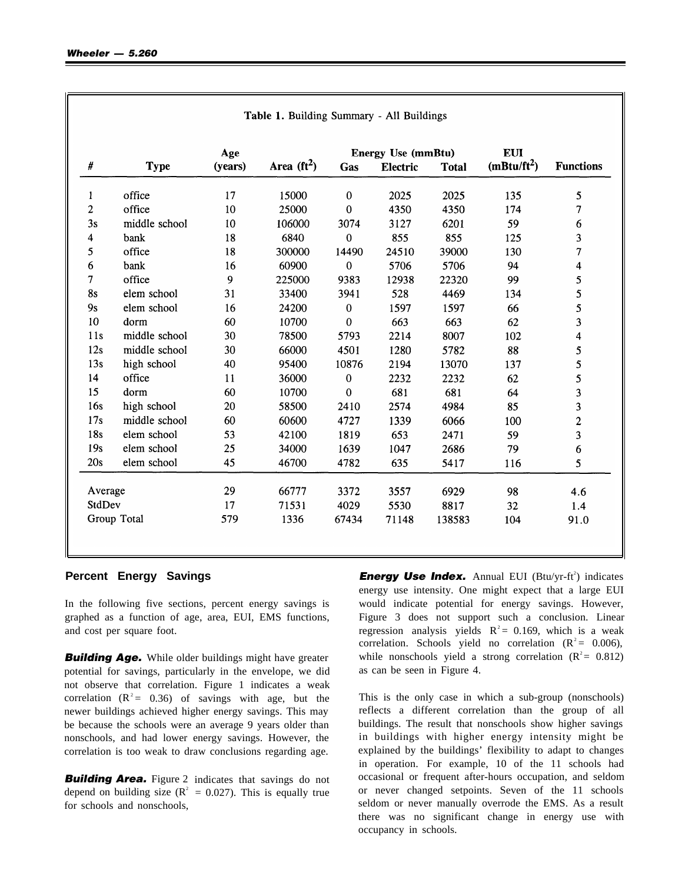**Table 1.** Building Summary - All Buildings

| # | Type | Age (years) | Area ($ft^2$) | Energy Use (mmBtu) Gas | Electric | Total | EUI ($mBtu/ft^2$) | Functions |
|---|---|---|---|---|---|---|---|---|
| 1 | office | 17 | 15000 | 0 | 2025 | 2025 | 135 | 5 |
| 2 | office | 10 | 25000 | 0 | 4350 | 4350 | 174 | 7 |
| 3s | middle school | 10 | 106000 | 3074 | 3127 | 6201 | 59 | 6 |
| 4 | bank | 18 | 6840 | 0 | 855 | 855 | 125 | 3 |
| 5 | office | 18 | 300000 | 14490 | 24510 | 39000 | 130 | 7 |
| 6 | bank | 16 | 60900 | 0 | 5706 | 5706 | 94 | 4 |
| 7 | office | 9 | 225000 | 9383 | 12938 | 22320 | 99 | 5 |
| 8s | elem school | 31 | 33400 | 3941 | 528 | 4469 | 134 | 5 |
| 9s | elem school | 16 | 24200 | 0 | 1597 | 1597 | 66 | 5 |
| 10 | dorm | 60 | 10700 | 0 | 663 | 663 | 62 | 3 |
| 11s | middle school | 30 | 78500 | 5793 | 2214 | 8007 | 102 | 4 |
| 12s | middle school | 30 | 66000 | 4501 | 1280 | 5782 | 88 | 5 |
| 13s | high school | 40 | 95400 | 10876 | 2194 | 13070 | 137 | 5 |
| 14 | office | 11 | 36000 | 0 | 2232 | 2232 | 62 | 5 |
| 15 | dorm | 60 | 10700 | 0 | 681 | 681 | 64 | 3 |
| 16s | high school | 20 | 58500 | 2410 | 2574 | 4984 | 85 | 3 |
| 17s | middle school | 60 | 60600 | 4727 | 1339 | 6066 | 100 | 2 |
| 18s | elem school | 53 | 42100 | 1819 | 653 | 2471 | 59 | 3 |
| 19s | elem school | 25 | 34000 | 1639 | 1047 | 2686 | 79 | 6 |
| 20s | elem school | 45 | 46700 | 4782 | 635 | 5417 | 116 | 5 |
| Average | | 29 | 66777 | 3372 | 3557 | 6929 | 98 | 4.6 |
| StdDev | | 17 | 71531 | 4029 | 5530 | 8817 | 32 | 1.4 |
| Group Total | | 579 | 1336 | 67434 | 71148 | 138583 | 104 | 91.0 |

## Percent Energy Savings

In the following five sections, percent energy savings is graphed as a function of age, area, EUI, EMS functions, and cost per square foot.

***Building Age.*** While older buildings might have greater potential for savings, particularly in the envelope, we did not observe that correlation. Figure 1 indicates a weak correlation ($R^2 = 0.36$) of savings with age, but the newer buildings achieved higher energy savings. This may be because the schools were an average 9 years older than nonschools, and had lower energy savings. However, the correlation is too weak to draw conclusions regarding age.

***Building Area.*** Figure 2 indicates that savings do not depend on building size ($R^2 = 0.027$). This is equally true for schools and nonschools,

***Energy Use Index.*** Annual EUI (Btu/yr-$ft^2$) indicates energy use intensity. One might expect that a large EUI would indicate potential for energy savings. However, Figure 3 does not support such a conclusion. Linear regression analysis yields $R^2 = 0.169$, which is a weak correlation. Schools yield no correlation ($R^2 = 0.006$), while nonschools yield a strong correlation ($R^2 = 0.812$) as can be seen in Figure 4.

This is the only case in which a sub-group (nonschools) reflects a different correlation than the group of all buildings. The result that nonschools show higher savings in buildings with higher energy intensity might be explained by the buildings' flexibility to adapt to changes in operation. For example, 10 of the 11 schools had occasional or frequent after-hours occupation, and seldom or never changed setpoints. Seven of the 11 schools seldom or never manually overrode the EMS. As a result there was no significant change in energy use with occupancy in schools.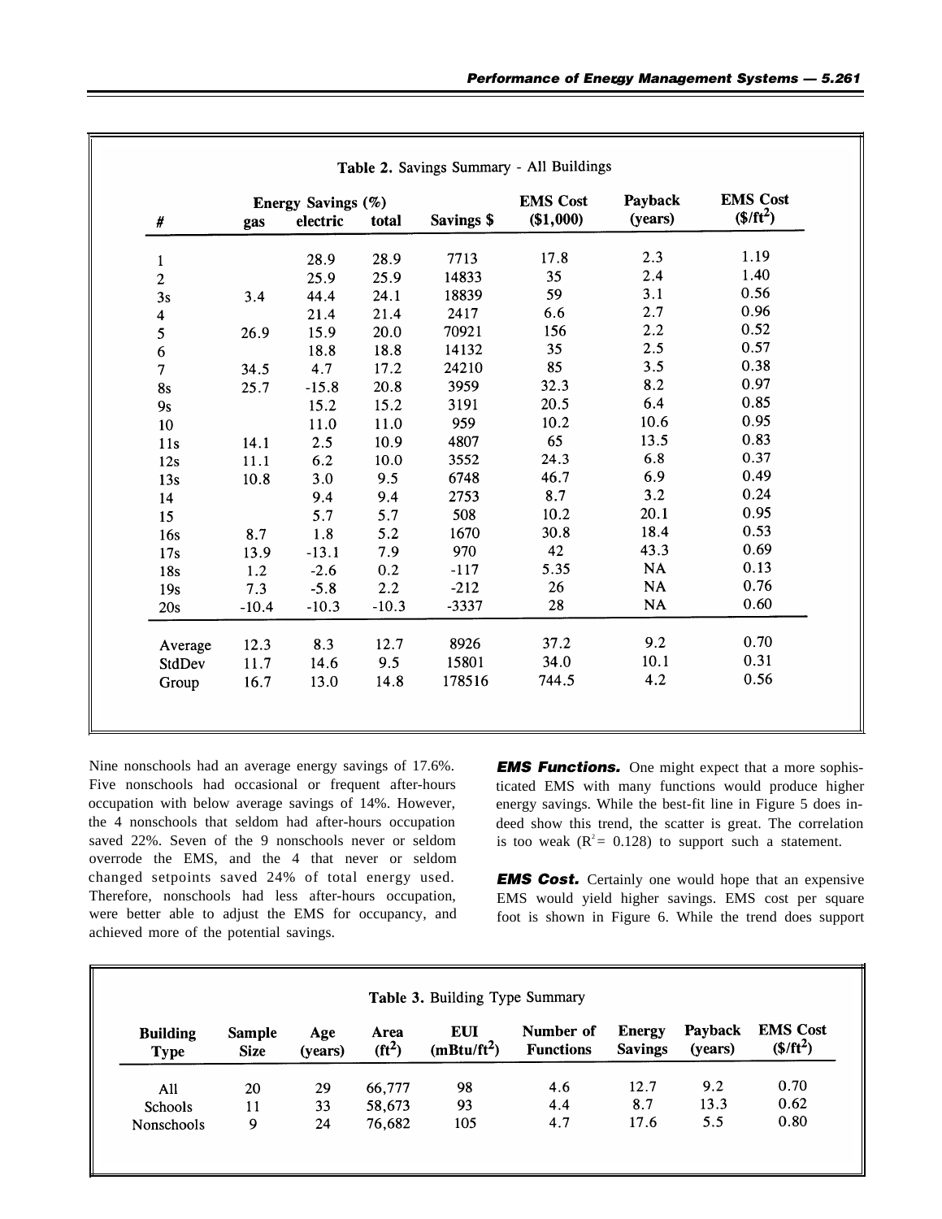Table 2. Savings Summary - All Buildings

| # | Energy Savings (%) gas | electric | total | Savings $ | EMS Cost ($1,000) | Payback (years) | EMS Cost ($/ft²) |
|---|---|---|---|---|---|---|---|
| 1 | | 28.9 | 28.9 | 7713 | 17.8 | 2.3 | 1.19 |
| 2 | | 25.9 | 25.9 | 14833 | 35 | 2.4 | 1.40 |
| 3s | 3.4 | 44.4 | 24.1 | 18839 | 59 | 3.1 | 0.56 |
| 4 | | 21.4 | 21.4 | 2417 | 6.6 | 2.7 | 0.96 |
| 5 | 26.9 | 15.9 | 20.0 | 70921 | 156 | 2.2 | 0.52 |
| 6 | | 18.8 | 18.8 | 14132 | 35 | 2.5 | 0.57 |
| 7 | 34.5 | 4.7 | 17.2 | 24210 | 85 | 3.5 | 0.38 |
| 8s | 25.7 | -15.8 | 20.8 | 3959 | 32.3 | 8.2 | 0.97 |
| 9s | | 15.2 | 15.2 | 3191 | 20.5 | 6.4 | 0.85 |
| 10 | | 11.0 | 11.0 | 959 | 10.2 | 10.6 | 0.95 |
| 11s | 14.1 | 2.5 | 10.9 | 4807 | 65 | 13.5 | 0.83 |
| 12s | 11.1 | 6.2 | 10.0 | 3552 | 24.3 | 6.8 | 0.37 |
| 13s | 10.8 | 3.0 | 9.5 | 6748 | 46.7 | 6.9 | 0.49 |
| 14 | | 9.4 | 9.4 | 2753 | 8.7 | 3.2 | 0.24 |
| 15 | | 5.7 | 5.7 | 508 | 10.2 | 20.1 | 0.95 |
| 16s | 8.7 | 1.8 | 5.2 | 1670 | 30.8 | 18.4 | 0.53 |
| 17s | 13.9 | -13.1 | 7.9 | 970 | 42 | 43.3 | 0.69 |
| 18s | 1.2 | -2.6 | 0.2 | -117 | 5.35 | NA | 0.13 |
| 19s | 7.3 | -5.8 | 2.2 | -212 | 26 | NA | 0.76 |
| 20s | -10.4 | -10.3 | -10.3 | -3337 | 28 | NA | 0.60 |
| Average | 12.3 | 8.3 | 12.7 | 8926 | 37.2 | 9.2 | 0.70 |
| StdDev | 11.7 | 14.6 | 9.5 | 15801 | 34.0 | 10.1 | 0.31 |
| Group | 16.7 | 13.0 | 14.8 | 178516 | 744.5 | 4.2 | 0.56 |

Nine nonschools had an average energy savings of 17.6%. Five nonschools had occasional or frequent after-hours occupation with below average savings of 14%. However, the 4 nonschools that seldom had after-hours occupation saved 22%. Seven of the 9 nonschools never or seldom override the EMS, and the 4 that never or seldom changed setpoints saved 24% of total energy used. Therefore, nonschools had less after-hours occupation, were better able to adjust the EMS for occupancy, and achieved more of the potential savings.

***EMS Functions.*** One might expect that a more sophisticated EMS with many functions would produce higher energy savings. While the best-fit line in Figure 5 does indeed show this trend, the scatter is great. The correlation is too weak ($R^2 = 0.128$) to support such a statement.

***EMS Cost.*** Certainly one would hope that an expensive EMS would yield higher savings. EMS cost per square foot is shown in Figure 6. While the trend does support

Table 3. Building Type Summary

| Building Type | Sample Size | Age (years) | Area (ft²) | EUI (mBtu/ft²) | Number of Functions | Energy Savings | Payback (years) | EMS Cost ($/ft²) |
|---|---|---|---|---|---|---|---|---|
| All | 20 | 29 | 66,777 | 98 | 4.6 | 12.7 | 9.2 | 0.70 |
| Schools | 11 | 33 | 58,673 | 93 | 4.4 | 8.7 | 13.3 | 0.62 |
| Nonschools | 9 | 24 | 76,682 | 105 | 4.7 | 17.6 | 5.5 | 0.80 |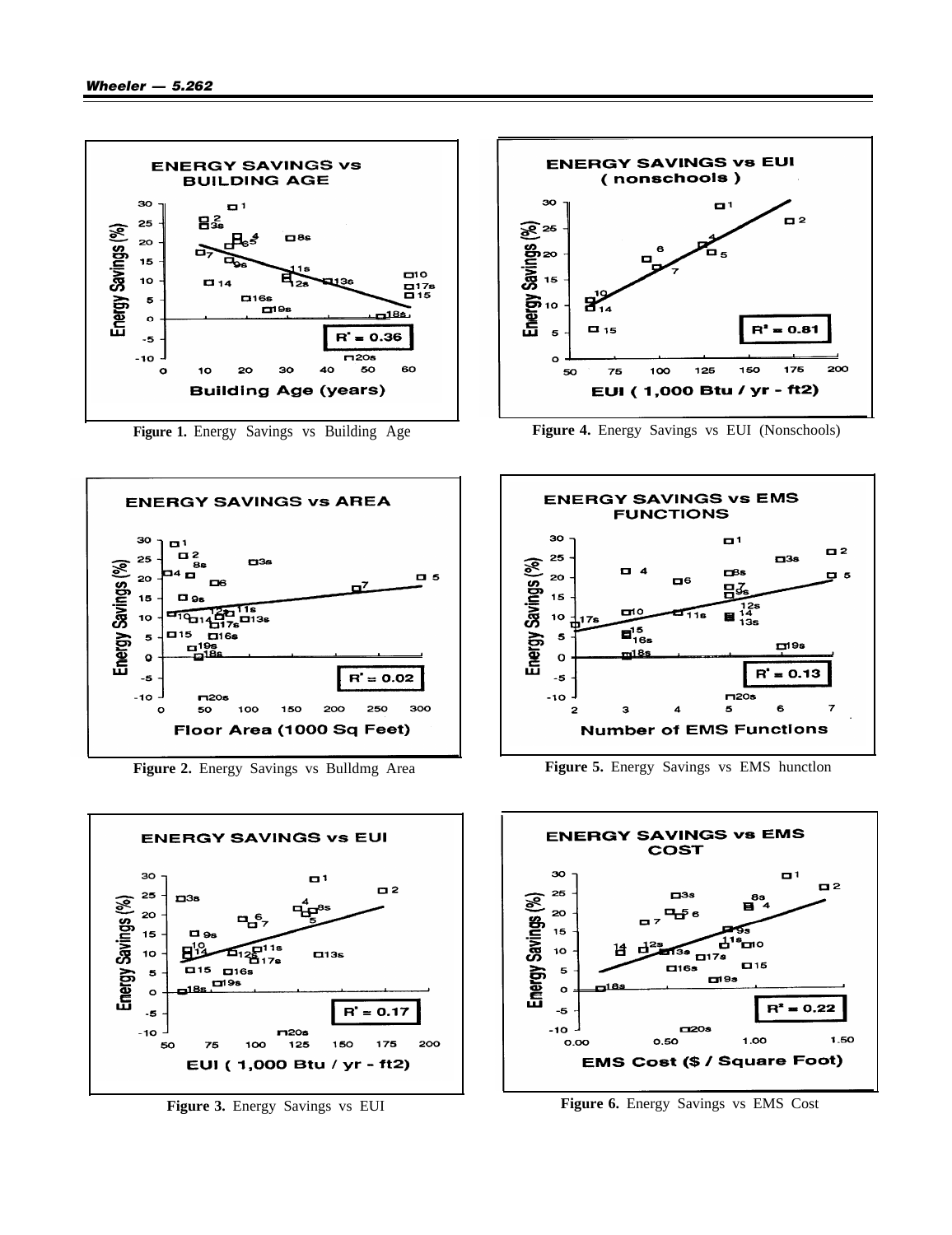**Figure 1.** Energy Savings vs Building Age

**Figure 4.** Energy Savings vs EUI (Nonschools)

**Figure 2.** Energy Savings vs Bulldmg Area

**Figure 5.** Energy Savings vs EMS hunctlon

**Figure 3.** Energy Savings vs EUI

**Figure 6.** Energy Savings vs EMS Cost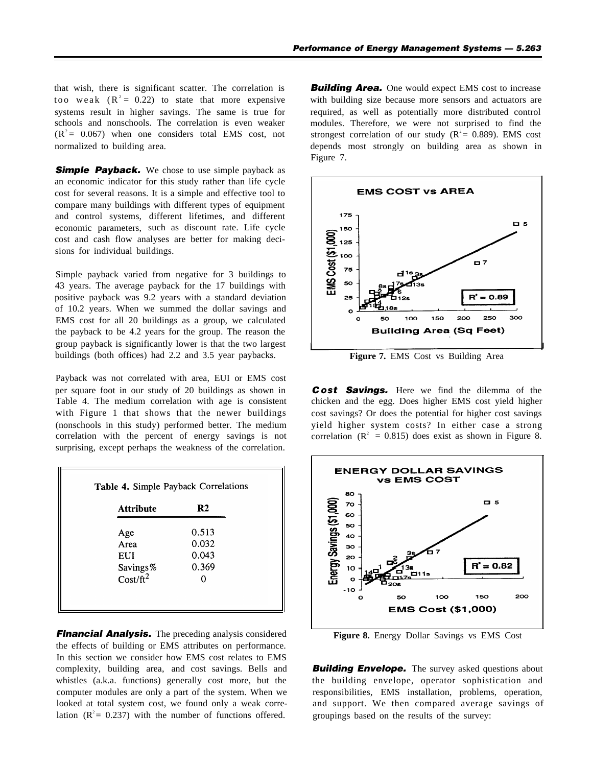that wish, there is significant scatter. The correlation is too weak ($R^2 = 0.22$) to state that more expensive systems result in higher savings. The same is true for schools and nonschools. The correlation is even weaker ($R^2 = 0.067$) when one considers total EMS cost, not normalized to building area.

***Simple Payback.*** We chose to use simple payback as an economic indicator for this study rather than life cycle cost for several reasons. It is a simple and effective tool to compare many buildings with different types of equipment and control systems, different lifetimes, and different economic parameters, such as discount rate. Life cycle cost and cash flow analyses are better for making decisions for individual buildings.

Simple payback varied from negative for 3 buildings to 43 years. The average payback for the 17 buildings with positive payback was 9.2 years with a standard deviation of 10.2 years. When we summed the dollar savings and EMS cost for all 20 buildings as a group, we calculated the payback to be 4.2 years for the group. The reason the group payback is significantly lower is that the two largest buildings (both offices) had 2.2 and 3.5 year paybacks.

Payback was not correlated with area, EUI or EMS cost per square foot in our study of 20 buildings as shown in Table 4. The medium correlation with age is consistent with Figure 1 that shows that the newer buildings (nonschools in this study) performed better. The medium correlation with the percent of energy savings is not surprising, except perhaps the weakness of the correlation.

**Table 4.** Simple Payback Correlations

| Attribute | R2 |
|---|---|
| Age | 0.513 |
| Area | 0.032 |
| EUI | 0.043 |
| Savings% | 0.369 |
| Cost/ft$^2$ | 0 |

***Financial Analysis.*** The preceding analysis considered the effects of building or EMS attributes on performance. In this section we consider how EMS cost relates to EMS complexity, building area, and cost savings. Bells and whistles (a.k.a. functions) generally cost more, but the computer modules are only a part of the system. When we looked at total system cost, we found only a weak correlation ($R^2 = 0.237$) with the number of functions offered.

***Building Area.*** One would expect EMS cost to increase with building size because more sensors and actuators are required, as well as potentially more distributed control modules. Therefore, we were not surprised to find the strongest correlation of our study ($R^2 = 0.889$). EMS cost depends most strongly on building area as shown in Figure 7.

**Figure 7.** EMS Cost vs Building Area

***Cost Savings.*** Here we find the dilemma of the chicken and the egg. Does higher EMS cost yield higher cost savings? Or does the potential for higher cost savings yield higher system costs? In either case a strong correlation ($R^2 = 0.815$) does exist as shown in Figure 8.

**Figure 8.** Energy Dollar Savings vs EMS Cost

***Building Envelope.*** The survey asked questions about the building envelope, operator sophistication and responsibilities, EMS installation, problems, operation, and support. We then compared average savings of groupings based on the results of the survey: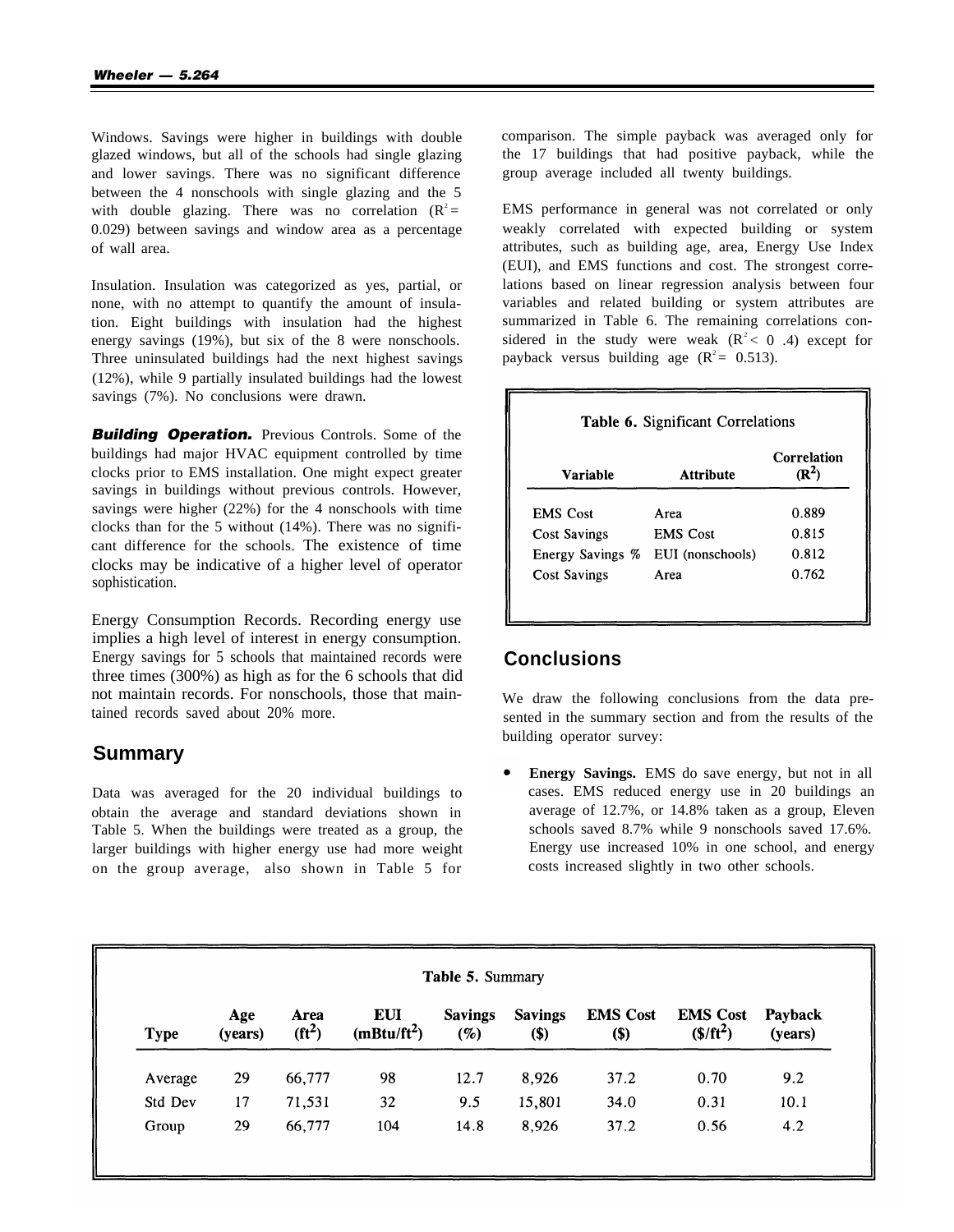Windows. Savings were higher in buildings with double glazed windows, but all of the schools had single glazing and lower savings. There was no significant difference between the 4 nonschools with single glazing and the 5 with double glazing. There was no correlation ($R^2 = 0.029$) between savings and window area as a percentage of wall area.

Insulation. Insulation was categorized as yes, partial, or none, with no attempt to quantify the amount of insulation. Eight buildings with insulation had the highest energy savings (19%), but six of the 8 were nonschools. Three uninsulated buildings had the next highest savings (12%), while 9 partially insulated buildings had the lowest savings (7%). No conclusions were drawn.

***Building Operation.*** Previous Controls. Some of the buildings had major HVAC equipment controlled by time clocks prior to EMS installation. One might expect greater savings in buildings without previous controls. However, savings were higher (22%) for the 4 nonschools with time clocks than for the 5 without (14%). There was no significant difference for the schools. The existence of time clocks may be indicative of a higher level of operator sophistication.

Energy Consumption Records. Recording energy use implies a high level of interest in energy consumption. Energy savings for 5 schools that maintained records were three times (300%) as high as for the 6 schools that did not maintain records. For nonschools, those that maintained records saved about 20% more.

## Summary

Data was averaged for the 20 individual buildings to obtain the average and standard deviations shown in Table 5. When the buildings were treated as a group, the larger buildings with higher energy use had more weight on the group average, also shown in Table 5 for comparison. The simple payback was averaged only for the 17 buildings that had positive payback, while the group average included all twenty buildings.

EMS performance in general was not correlated or only weakly correlated with expected building or system attributes, such as building age, area, Energy Use Index (EUI), and EMS functions and cost. The strongest correlations based on linear regression analysis between four variables and related building or system attributes are summarized in Table 6. The remaining correlations considered in the study were weak ($R^2 < 0.4$) except for payback versus building age ($R^2 = 0.513$).

**Table 6.** Significant Correlations

| Variable | Attribute | Correlation ($R^2$) |
|---|---|---|
| EMS Cost | Area | 0.889 |
| Cost Savings | EMS Cost | 0.815 |
| Energy Savings % | EUI (nonschools) | 0.812 |
| Cost Savings | Area | 0.762 |

## Conclusions

We draw the following conclusions from the data presented in the summary section and from the results of the building operator survey:

- **Energy Savings.** EMS do save energy, but not in all cases. EMS reduced energy use in 20 buildings an average of 12.7%, or 14.8% taken as a group, Eleven schools saved 8.7% while 9 nonschools saved 17.6%. Energy use increased 10% in one school, and energy costs increased slightly in two other schools.

**Table 5.** Summary

| Type | Age (years) | Area ($ft^2$) | EUI ($mBtu/ft^2$) | Savings (%) | Savings ($) | EMS Cost ($) | EMS Cost ($\$/ft^2$) | Payback (years) |
|---|---|---|---|---|---|---|---|---|
| Average | 29 | 66,777 | 98 | 12.7 | 8,926 | 37.2 | 0.70 | 9.2 |
| Std Dev | 17 | 71,531 | 32 | 9.5 | 15,801 | 34.0 | 0.31 | 10.1 |
| Group | 29 | 66,777 | 104 | 14.8 | 8,926 | 37.2 | 0.56 | 4.2 |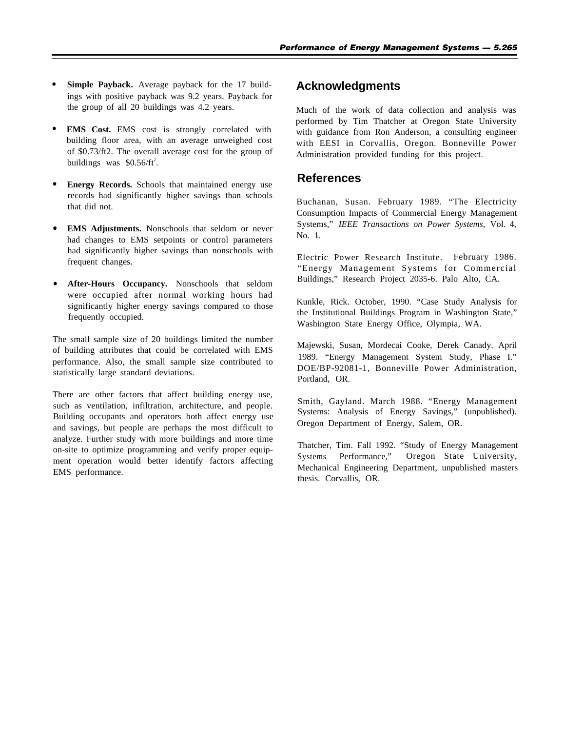- **Simple Payback.** Average payback for the 17 buildings with positive payback was 9.2 years. Payback for the group of all 20 buildings was 4.2 years.

- **EMS Cost.** EMS cost is strongly correlated with building floor area, with an average unweighed cost of $0.73/ft2. The overall average cost for the group of buildings was $0.56/ft$^2$.

- **Energy Records.** Schools that maintained energy use records had significantly higher savings than schools that did not.

- **EMS Adjustments.** Nonschools that seldom or never had changes to EMS setpoints or control parameters had significantly higher savings than nonschools with frequent changes.

- **After-Hours Occupancy.** Nonschools that seldom were occupied after normal working hours had significantly higher energy savings compared to those frequently occupied.

The small sample size of 20 buildings limited the number of building attributes that could be correlated with EMS performance. Also, the small sample size contributed to statistically large standard deviations.

There are other factors that affect building energy use, such as ventilation, infiltration, architecture, and people. Building occupants and operators both affect energy use and savings, but people are perhaps the most difficult to analyze. Further study with more buildings and more time on-site to optimize programming and verify proper equipment operation would better identify factors affecting EMS performance.

## Acknowledgments

Much of the work of data collection and analysis was performed by Tim Thatcher at Oregon State University with guidance from Ron Anderson, a consulting engineer with EESI in Corvallis, Oregon. Bonneville Power Administration provided funding for this project.

## References

Buchanan, Susan. February 1989. "The Electricity Consumption Impacts of Commercial Energy Management Systems," *IEEE Transactions on Power Systems,* Vol. 4, No. 1.

Electric Power Research Institute. February 1986. "Energy Management Systems for Commercial Buildings," Research Project 2035-6. Palo Alto, CA.

Kunkle, Rick. October, 1990. "Case Study Analysis for the Institutional Buildings Program in Washington State," Washington State Energy Office, Olympia, WA.

Majewski, Susan, Mordecai Cooke, Derek Canady. April 1989. "Energy Management System Study, Phase I." DOE/BP-92081-1, Bonneville Power Administration, Portland, OR.

Smith, Gayland. March 1988. "Energy Management Systems: Analysis of Energy Savings," (unpublished). Oregon Department of Energy, Salem, OR.

Thatcher, Tim. Fall 1992. "Study of Energy Management Systems Performance," Oregon State University, Mechanical Engineering Department, unpublished masters thesis. Corvallis, OR.